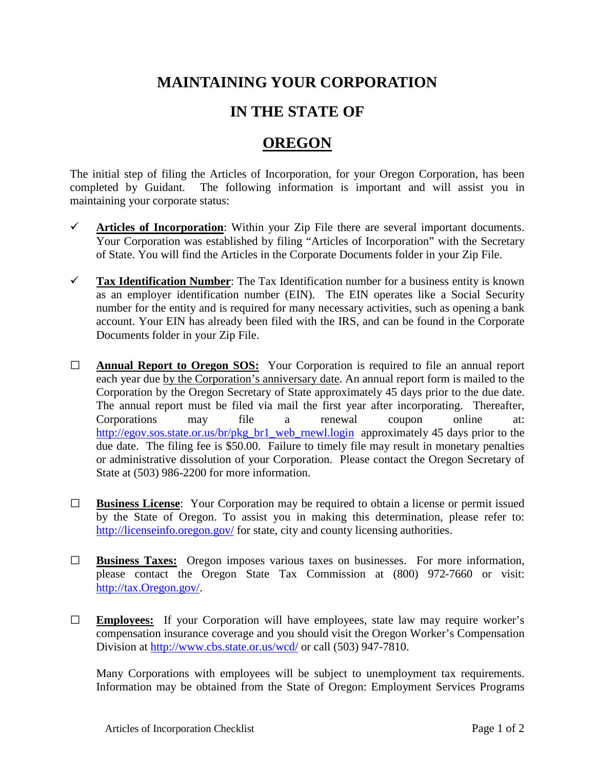# MAINTAINING YOUR CORPORATION

# IN THE STATE OF

# OREGON

The initial step of filing the Articles of Incorporation, for your Oregon Corporation, has been completed by Guidant. The following information is important and will assist you in maintaining your corporate status:

- ✓ **Articles of Incorporation**: Within your Zip File there are several important documents. Your Corporation was established by filing "Articles of Incorporation" with the Secretary of State. You will find the Articles in the Corporate Documents folder in your Zip File.

- ✓ **Tax Identification Number**: The Tax Identification number for a business entity is known as an employer identification number (EIN). The EIN operates like a Social Security number for the entity and is required for many necessary activities, such as opening a bank account. Your EIN has already been filed with the IRS, and can be found in the Corporate Documents folder in your Zip File.

- ☐ **Annual Report to Oregon SOS:** Your Corporation is required to file an annual report each year due by the Corporation's anniversary date. An annual report form is mailed to the Corporation by the Oregon Secretary of State approximately 45 days prior to the due date. The annual report must be filed via mail the first year after incorporating. Thereafter, Corporations may file a renewal coupon online at: http://egov.sos.state.or.us/br/pkg_br1_web_rnewl.login approximately 45 days prior to the due date. The filing fee is $50.00. Failure to timely file may result in monetary penalties or administrative dissolution of your Corporation. Please contact the Oregon Secretary of State at (503) 986-2200 for more information.

- ☐ **Business License**: Your Corporation may be required to obtain a license or permit issued by the State of Oregon. To assist you in making this determination, please refer to: http://licenseinfo.oregon.gov/ for state, city and county licensing authorities.

- ☐ **Business Taxes:** Oregon imposes various taxes on businesses. For more information, please contact the Oregon State Tax Commission at (800) 972-7660 or visit: http://tax.Oregon.gov/.

- ☐ **Employees:** If your Corporation will have employees, state law may require worker's compensation insurance coverage and you should visit the Oregon Worker's Compensation Division at http://www.cbs.state.or.us/wcd/ or call (503) 947-7810.

  Many Corporations with employees will be subject to unemployment tax requirements. Information may be obtained from the State of Oregon: Employment Services Programs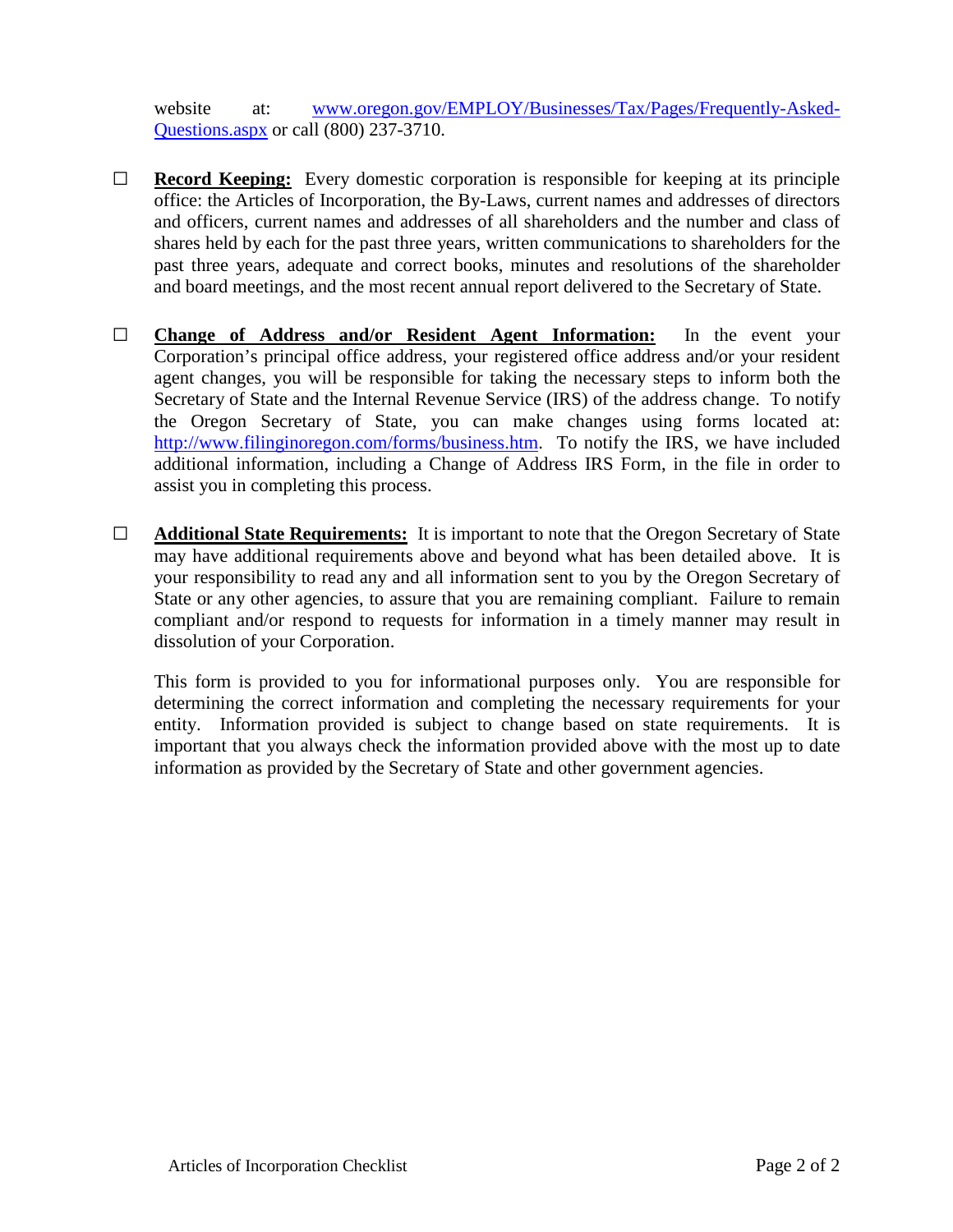website at: [www.oregon.gov/EMPLOY/Businesses/Tax/Pages/Frequently-Asked-Questions.aspx](www.oregon.gov/EMPLOY/Businesses/Tax/Pages/Frequently-Asked-Questions.aspx) or call (800) 237-3710.

☐ **Record Keeping:** Every domestic corporation is responsible for keeping at its principle office: the Articles of Incorporation, the By-Laws, current names and addresses of directors and officers, current names and addresses of all shareholders and the number and class of shares held by each for the past three years, written communications to shareholders for the past three years, adequate and correct books, minutes and resolutions of the shareholder and board meetings, and the most recent annual report delivered to the Secretary of State.

☐ **Change of Address and/or Resident Agent Information:** In the event your Corporation's principal office address, your registered office address and/or your resident agent changes, you will be responsible for taking the necessary steps to inform both the Secretary of State and the Internal Revenue Service (IRS) of the address change. To notify the Oregon Secretary of State, you can make changes using forms located at: [http://www.filinginoregon.com/forms/business.htm](http://www.filinginoregon.com/forms/business.htm). To notify the IRS, we have included additional information, including a Change of Address IRS Form, in the file in order to assist you in completing this process.

☐ **Additional State Requirements:** It is important to note that the Oregon Secretary of State may have additional requirements above and beyond what has been detailed above. It is your responsibility to read any and all information sent to you by the Oregon Secretary of State or any other agencies, to assure that you are remaining compliant. Failure to remain compliant and/or respond to requests for information in a timely manner may result in dissolution of your Corporation.

This form is provided to you for informational purposes only. You are responsible for determining the correct information and completing the necessary requirements for your entity. Information provided is subject to change based on state requirements. It is important that you always check the information provided above with the most up to date information as provided by the Secretary of State and other government agencies.